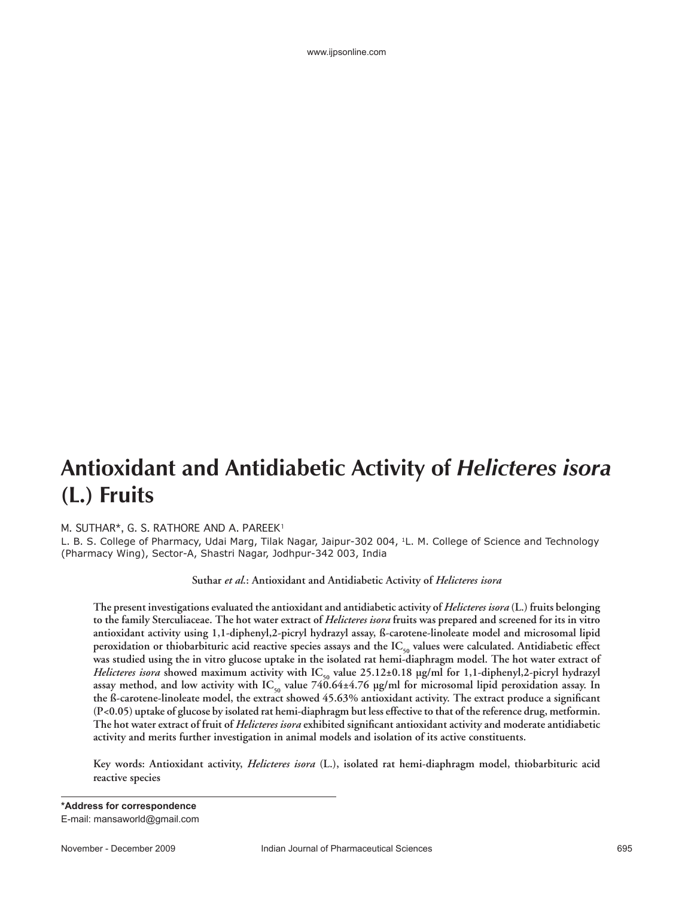# Antioxidant and Antidiabetic Activity of *Helicteres isora* (L.) Fruits

M. SUTHAR*, G. S. RATHORE AND A. PAREEK[1]

L. B. S. College of Pharmacy, Udai Marg, Tilak Nagar, Jaipur-302 004, [1]L. M. College of Science and Technology (Pharmacy Wing), Sector-A, Shastri Nagar, Jodhpur-342 003, India

**Suthar *et al.*: Antioxidant and Antidiabetic Activity of *Helicteres isora***

**The present investigations evaluated the antioxidant and antidiabetic activity of *Helicteres isora* (L.) fruits belonging to the family Sterculiaceae. The hot water extract of *Helicteres isora* fruits was prepared and screened for its in vitro antioxidant activity using 1,1-diphenyl,2-picryl hydrazyl assay, ß-carotene-linoleate model and microsomal lipid peroxidation or thiobarbituric acid reactive species assays and the $IC_{50}$ values were calculated. Antidiabetic effect was studied using the in vitro glucose uptake in the isolated rat hemi-diaphragm model. The hot water extract of *Helicteres isora* showed maximum activity with $IC_{50}$ value 25.12±0.18 µg/ml for 1,1-diphenyl,2-picryl hydrazyl assay method, and low activity with $IC_{50}$ value 740.64±4.76 µg/ml for microsomal lipid peroxidation assay. In the ß-carotene-linoleate model, the extract showed 45.63% antioxidant activity. The extract produce a significant ($P<0.05$) uptake of glucose by isolated rat hemi-diaphragm but less effective to that of the reference drug, metformin. The hot water extract of fruit of *Helicteres isora* exhibited significant antioxidant activity and moderate antidiabetic activity and merits further investigation in animal models and isolation of its active constituents.**

**Key words: Antioxidant activity, *Helicteres isora* (L.), isolated rat hemi-diaphragm model, thiobarbituric acid reactive species**

---

**\*Address for correspondence**
E-mail: mansaworld@gmail.com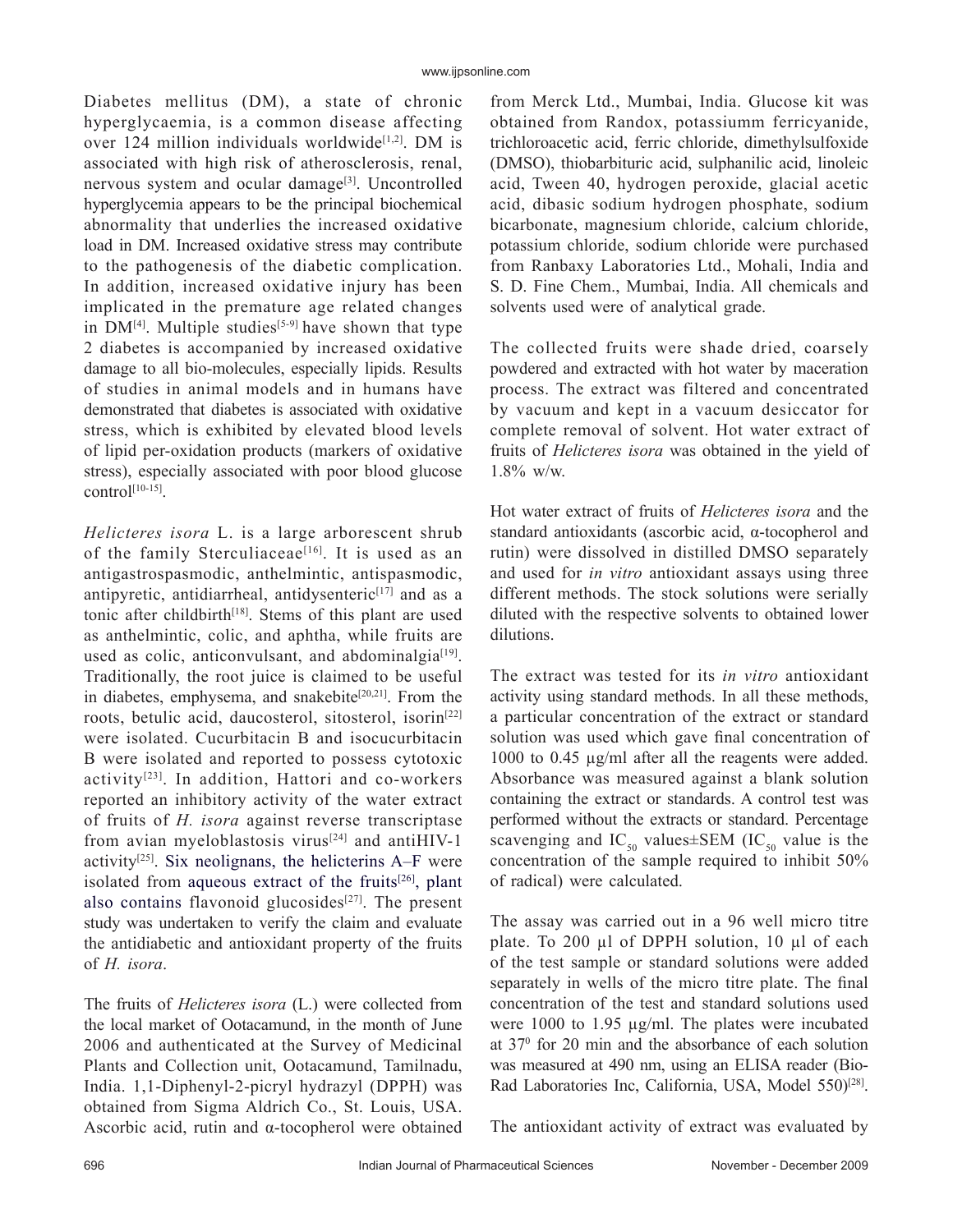Diabetes mellitus (DM), a state of chronic hyperglycaemia, is a common disease affecting over 124 million individuals worldwide[1,2]. DM is associated with high risk of atherosclerosis, renal, nervous system and ocular damage[3]. Uncontrolled hyperglycemia appears to be the principal biochemical abnormality that underlies the increased oxidative load in DM. Increased oxidative stress may contribute to the pathogenesis of the diabetic complication. In addition, increased oxidative injury has been implicated in the premature age related changes in DM[4]. Multiple studies[5-9] have shown that type 2 diabetes is accompanied by increased oxidative damage to all bio-molecules, especially lipids. Results of studies in animal models and in humans have demonstrated that diabetes is associated with oxidative stress, which is exhibited by elevated blood levels of lipid per-oxidation products (markers of oxidative stress), especially associated with poor blood glucose control[10-15].

*Helicteres isora* L. is a large arborescent shrub of the family Sterculiaceae[16]. It is used as an antigastrospasmodic, anthelmintic, antispasmodic, antipyretic, antidiarrheal, antidysenteric[17] and as a tonic after childbirth[18]. Stems of this plant are used as anthelmintic, colic, and aphtha, while fruits are used as colic, anticonvulsant, and abdominalgia[19]. Traditionally, the root juice is claimed to be useful in diabetes, emphysema, and snakebite[20,21]. From the roots, betulic acid, daucosterol, sitosterol, isorin[22] were isolated. Cucurbitacin B and isocucurbitacin B were isolated and reported to possess cytotoxic activity[23]. In addition, Hattori and co-workers reported an inhibitory activity of the water extract of fruits of *H. isora* against reverse transcriptase from avian myeloblastosis virus[24] and antiHIV-1 activity[25]. Six neolignans, the helicterins A–F were isolated from aqueous extract of the fruits[26], plant also contains flavonoid glucosides[27]. The present study was undertaken to verify the claim and evaluate the antidiabetic and antioxidant property of the fruits of *H. isora*.

The fruits of *Helicteres isora* (L.) were collected from the local market of Ootacamund, in the month of June 2006 and authenticated at the Survey of Medicinal Plants and Collection unit, Ootacamund, Tamilnadu, India. 1,1-Diphenyl-2-picryl hydrazyl (DPPH) was obtained from Sigma Aldrich Co., St. Louis, USA. Ascorbic acid, rutin and α-tocopherol were obtained from Merck Ltd., Mumbai, India. Glucose kit was obtained from Randox, potassiumm ferricyanide, trichloroacetic acid, ferric chloride, dimethylsulfoxide (DMSO), thiobarbituric acid, sulphanilic acid, linoleic acid, Tween 40, hydrogen peroxide, glacial acetic acid, dibasic sodium hydrogen phosphate, sodium bicarbonate, magnesium chloride, calcium chloride, potassium chloride, sodium chloride were purchased from Ranbaxy Laboratories Ltd., Mohali, India and S. D. Fine Chem., Mumbai, India. All chemicals and solvents used were of analytical grade.

The collected fruits were shade dried, coarsely powdered and extracted with hot water by maceration process. The extract was filtered and concentrated by vacuum and kept in a vacuum desiccator for complete removal of solvent. Hot water extract of fruits of *Helicteres isora* was obtained in the yield of 1.8% w/w.

Hot water extract of fruits of *Helicteres isora* and the standard antioxidants (ascorbic acid, α-tocopherol and rutin) were dissolved in distilled DMSO separately and used for *in vitro* antioxidant assays using three different methods. The stock solutions were serially diluted with the respective solvents to obtained lower dilutions.

The extract was tested for its *in vitro* antioxidant activity using standard methods. In all these methods, a particular concentration of the extract or standard solution was used which gave final concentration of 1000 to 0.45 μg/ml after all the reagents were added. Absorbance was measured against a blank solution containing the extract or standards. A control test was performed without the extracts or standard. Percentage scavenging and $IC_{50}$ values±SEM ($IC_{50}$ value is the concentration of the sample required to inhibit 50% of radical) were calculated.

The assay was carried out in a 96 well micro titre plate. To 200 μl of DPPH solution, 10 μl of each of the test sample or standard solutions were added separately in wells of the micro titre plate. The final concentration of the test and standard solutions used were 1000 to 1.95 μg/ml. The plates were incubated at $37^0$ for 20 min and the absorbance of each solution was measured at 490 nm, using an ELISA reader (Bio-Rad Laboratories Inc, California, USA, Model 550)[28].

The antioxidant activity of extract was evaluated by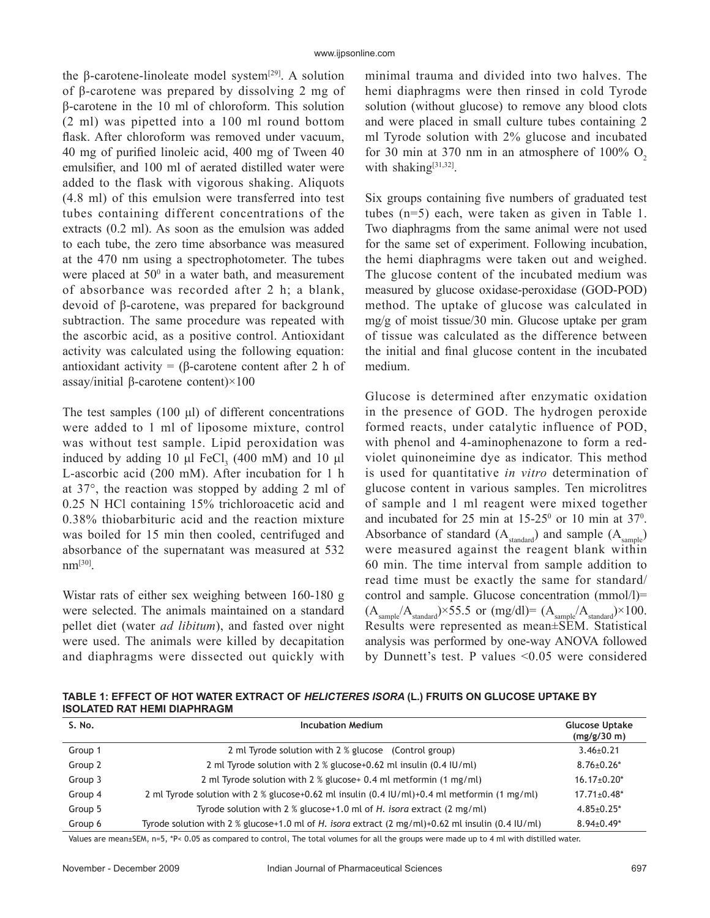the β-carotene-linoleate model system[29]. A solution of β-carotene was prepared by dissolving 2 mg of β-carotene in the 10 ml of chloroform. This solution (2 ml) was pipetted into a 100 ml round bottom flask. After chloroform was removed under vacuum, 40 mg of purified linoleic acid, 400 mg of Tween 40 emulsifier, and 100 ml of aerated distilled water were added to the flask with vigorous shaking. Aliquots (4.8 ml) of this emulsion were transferred into test tubes containing different concentrations of the extracts (0.2 ml). As soon as the emulsion was added to each tube, the zero time absorbance was measured at the 470 nm using a spectrophotometer. The tubes were placed at $50^0$ in a water bath, and measurement of absorbance was recorded after 2 h; a blank, devoid of β-carotene, was prepared for background subtraction. The same procedure was repeated with the ascorbic acid, as a positive control. Antioxidant activity was calculated using the following equation: antioxidant activity = (β-carotene content after 2 h of assay/initial β-carotene content)×100

The test samples (100 μl) of different concentrations were added to 1 ml of liposome mixture, control was without test sample. Lipid peroxidation was induced by adding 10 μl $FeCl_3$ (400 mM) and 10 μl L-ascorbic acid (200 mM). After incubation for 1 h at 37°, the reaction was stopped by adding 2 ml of 0.25 N HCl containing 15% trichloroacetic acid and 0.38% thiobarbituric acid and the reaction mixture was boiled for 15 min then cooled, centrifuged and absorbance of the supernatant was measured at 532 nm[30].

Wistar rats of either sex weighing between 160-180 g were selected. The animals maintained on a standard pellet diet (water *ad libitum*), and fasted over night were used. The animals were killed by decapitation and diaphragms were dissected out quickly with minimal trauma and divided into two halves. The hemi diaphragms were then rinsed in cold Tyrode solution (without glucose) to remove any blood clots and were placed in small culture tubes containing 2 ml Tyrode solution with 2% glucose and incubated for 30 min at 370 nm in an atmosphere of 100% $O_2$ with shaking[31,32].

Six groups containing five numbers of graduated test tubes (n=5) each, were taken as given in Table 1. Two diaphragms from the same animal were not used for the same set of experiment. Following incubation, the hemi diaphragms were taken out and weighed. The glucose content of the incubated medium was measured by glucose oxidase-peroxidase (GOD-POD) method. The uptake of glucose was calculated in mg/g of moist tissue/30 min. Glucose uptake per gram of tissue was calculated as the difference between the initial and final glucose content in the incubated medium.

Glucose is determined after enzymatic oxidation in the presence of GOD. The hydrogen peroxide formed reacts, under catalytic influence of POD, with phenol and 4-aminophenazone to form a red-violet quinoneimine dye as indicator. This method is used for quantitative *in vitro* determination of glucose content in various samples. Ten microlitres of sample and 1 ml reagent were mixed together and incubated for 25 min at 15-$25^0$ or 10 min at $37^0$. Absorbance of standard ($A_{standard}$) and sample ($A_{sample}$) were measured against the reagent blank within 60 min. The time interval from sample addition to read time must be exactly the same for standard/control and sample. Glucose concentration (mmol/l)= $(A_{sample}/A_{standard})\times55.5$ or (mg/dl)= $(A_{sample}/A_{standard})\times100$. Results were represented as mean±SEM. Statistical analysis was performed by one-way ANOVA followed by Dunnett's test. P values <0.05 were considered

**TABLE 1: EFFECT OF HOT WATER EXTRACT OF *HELICTERES ISORA* (L.) FRUITS ON GLUCOSE UPTAKE BY ISOLATED RAT HEMI DIAPHRAGM**

| S. No. | Incubation Medium | Glucose Uptake (mg/g/30 m) |
|---|---|---|
| Group 1 | 2 ml Tyrode solution with 2 % glucose (Control group) | 3.46±0.21 |
| Group 2 | 2 ml Tyrode solution with 2 % glucose+0.62 ml insulin (0.4 IU/ml) | 8.76±0.26* |
| Group 3 | 2 ml Tyrode solution with 2 % glucose+ 0.4 ml metformin (1 mg/ml) | 16.17±0.20* |
| Group 4 | 2 ml Tyrode solution with 2 % glucose+0.62 ml insulin (0.4 IU/ml)+0.4 ml metformin (1 mg/ml) | 17.71±0.48* |
| Group 5 | Tyrode solution with 2 % glucose+1.0 ml of *H. isora* extract (2 mg/ml) | 4.85±0.25* |
| Group 6 | Tyrode solution with 2 % glucose+1.0 ml of *H. isora* extract (2 mg/ml)+0.62 ml insulin (0.4 IU/ml) | 8.94±0.49* |

Values are mean±SEM, n=5, *P< 0.05 as compared to control, The total volumes for all the groups were made up to 4 ml with distilled water.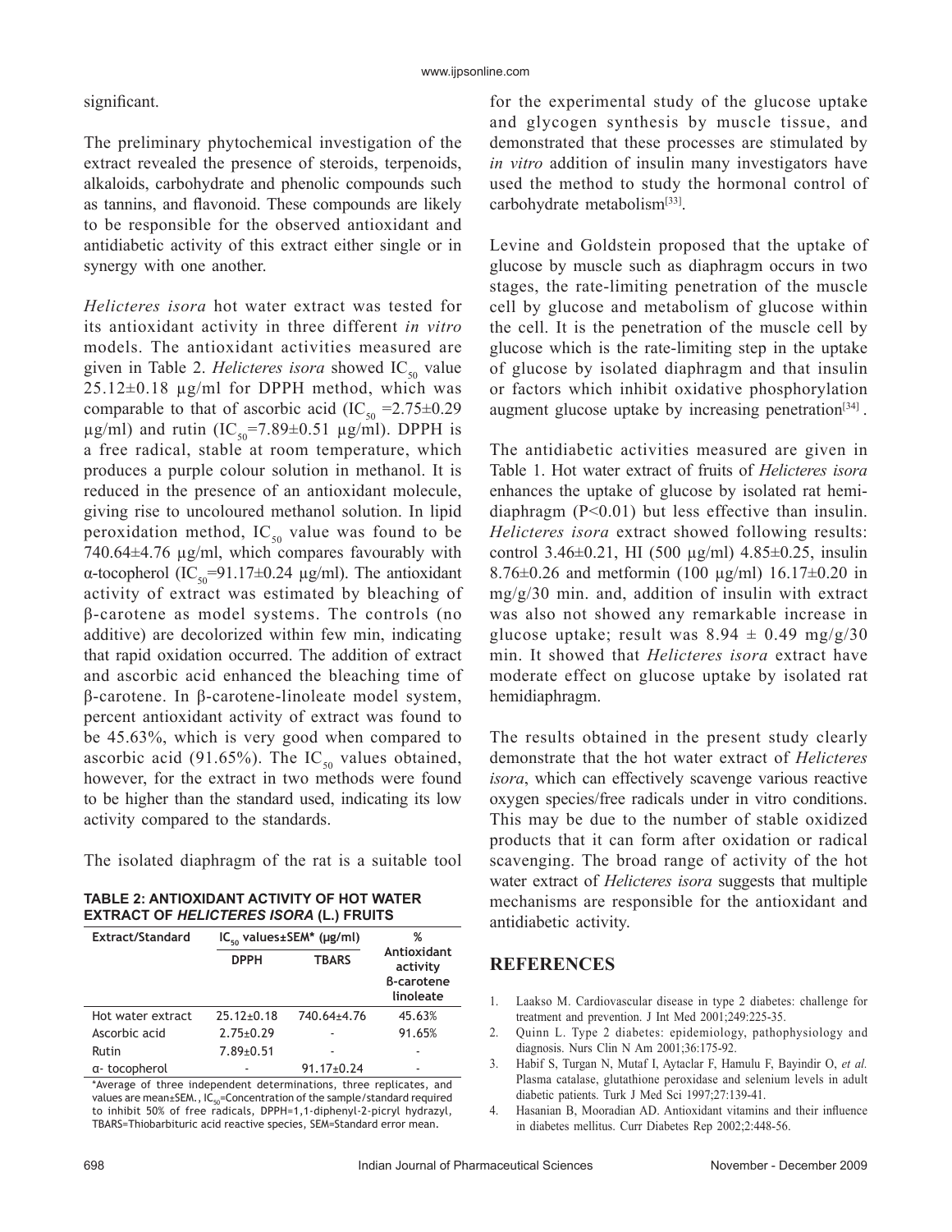significant.

The preliminary phytochemical investigation of the extract revealed the presence of steroids, terpenoids, alkaloids, carbohydrate and phenolic compounds such as tannins, and flavonoid. These compounds are likely to be responsible for the observed antioxidant and antidiabetic activity of this extract either single or in synergy with one another.

*Helicteres isora* hot water extract was tested for its antioxidant activity in three different *in vitro* models. The antioxidant activities measured are given in Table 2. *Helicteres isora* showed $IC_{50}$ value 25.12±0.18 µg/ml for DPPH method, which was comparable to that of ascorbic acid ($IC_{50}$ =2.75±0.29 µg/ml) and rutin ($IC_{50}$=7.89±0.51 µg/ml). DPPH is a free radical, stable at room temperature, which produces a purple colour solution in methanol. It is reduced in the presence of an antioxidant molecule, giving rise to uncoloured methanol solution. In lipid peroxidation method, $IC_{50}$ value was found to be 740.64±4.76 µg/ml, which compares favourably with α-tocopherol ($IC_{50}$=91.17±0.24 µg/ml). The antioxidant activity of extract was estimated by bleaching of β-carotene as model systems. The controls (no additive) are decolorized within few min, indicating that rapid oxidation occurred. The addition of extract and ascorbic acid enhanced the bleaching time of β-carotene. In β-carotene-linoleate model system, percent antioxidant activity of extract was found to be 45.63%, which is very good when compared to ascorbic acid (91.65%). The $IC_{50}$ values obtained, however, for the extract in two methods were found to be higher than the standard used, indicating its low activity compared to the standards.

The isolated diaphragm of the rat is a suitable tool for the experimental study of the glucose uptake and glycogen synthesis by muscle tissue, and demonstrated that these processes are stimulated by *in vitro* addition of insulin many investigators have used the method to study the hormonal control of carbohydrate metabolism[33].

**TABLE 2: ANTIOXIDANT ACTIVITY OF HOT WATER EXTRACT OF *HELICTERES ISORA* (L.) FRUITS**

| Extract/Standard | $IC_{50}$ values±SEM* (µg/ml) | | % Antioxidant activity β-carotene linoleate |
|---|---|---|---|
| | DPPH | TBARS | |
| Hot water extract | 25.12±0.18 | 740.64±4.76 | 45.63% |
| Ascorbic acid | 2.75±0.29 | - | 91.65% |
| Rutin | 7.89±0.51 | - | - |
| α- tocopherol | - | 91.17±0.24 | - |

*Average of three independent determinations, three replicates, and values are mean±SEM., $IC_{50}$=Concentration of the sample/standard required to inhibit 50% of free radicals, DPPH=1,1-diphenyl-2-picryl hydrazyl, TBARS=Thiobarbituric acid reactive species, SEM=Standard error mean.

Levine and Goldstein proposed that the uptake of glucose by muscle such as diaphragm occurs in two stages, the rate-limiting penetration of the muscle cell by glucose and metabolism of glucose within the cell. It is the penetration of the muscle cell by glucose which is the rate-limiting step in the uptake of glucose by isolated diaphragm and that insulin or factors which inhibit oxidative phosphorylation augment glucose uptake by increasing penetration[34].

The antidiabetic activities measured are given in Table 1. Hot water extract of fruits of *Helicteres isora* enhances the uptake of glucose by isolated rat hemi-diaphragm ($P<0.01$) but less effective than insulin. *Helicteres isora* extract showed following results: control 3.46±0.21, HI (500 µg/ml) 4.85±0.25, insulin 8.76±0.26 and metformin (100 µg/ml) 16.17±0.20 in mg/g/30 min. and, addition of insulin with extract was also not showed any remarkable increase in glucose uptake; result was 8.94 ± 0.49 mg/g/30 min. It showed that *Helicteres isora* extract have moderate effect on glucose uptake by isolated rat hemidiaphragm.

The results obtained in the present study clearly demonstrate that the hot water extract of *Helicteres isora*, which can effectively scavenge various reactive oxygen species/free radicals under in vitro conditions. This may be due to the number of stable oxidized products that it can form after oxidation or radical scavenging. The broad range of activity of the hot water extract of *Helicteres isora* suggests that multiple mechanisms are responsible for the antioxidant and antidiabetic activity.

## REFERENCES

1. Laakso M. Cardiovascular disease in type 2 diabetes: challenge for treatment and prevention. J Int Med 2001;249:225-35.
2. Quinn L. Type 2 diabetes: epidemiology, pathophysiology and diagnosis. Nurs Clin N Am 2001;36:175-92.
3. Habif S, Turgan N, Mutaf I, Aytaclar F, Hamulu F, Bayindir O, *et al.* Plasma catalase, glutathione peroxidase and selenium levels in adult diabetic patients. Turk J Med Sci 1997;27:139-41.
4. Hasanian B, Mooradian AD. Antioxidant vitamins and their influence in diabetes mellitus. Curr Diabetes Rep 2002;2:448-56.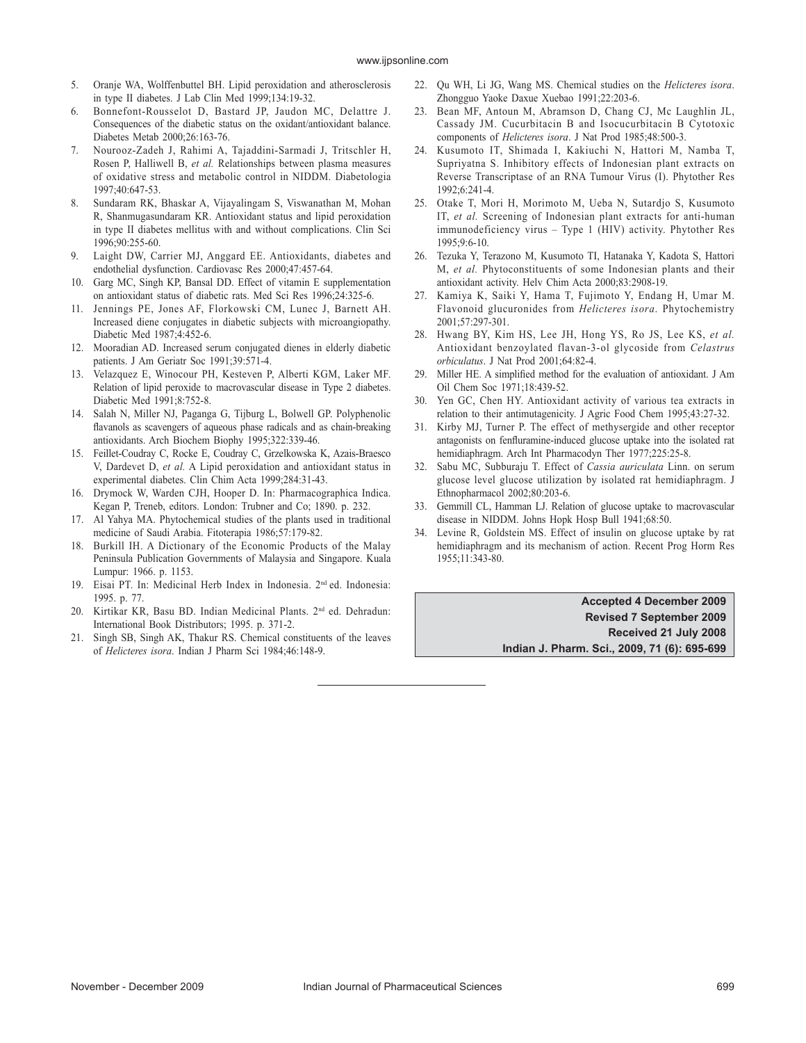5. Oranje WA, Wolffenbuttel BH. Lipid peroxidation and atherosclerosis in type II diabetes. J Lab Clin Med 1999;134:19-32.
6. Bonnefont-Rousselot D, Bastard JP, Jaudon MC, Delattre J. Consequences of the diabetic status on the oxidant/antioxidant balance. Diabetes Metab 2000;26:163-76.
7. Nourooz-Zadeh J, Rahimi A, Tajaddini-Sarmadi J, Tritschler H, Rosen P, Halliwell B, *et al.* Relationships between plasma measures of oxidative stress and metabolic control in NIDDM. Diabetologia 1997;40:647-53.
8. Sundaram RK, Bhaskar A, Vijayalingam S, Viswanathan M, Mohan R, Shanmugasundaram KR. Antioxidant status and lipid peroxidation in type II diabetes mellitus with and without complications. Clin Sci 1996;90:255-60.
9. Laight DW, Carrier MJ, Anggard EE. Antioxidants, diabetes and endothelial dysfunction. Cardiovasc Res 2000;47:457-64.
10. Garg MC, Singh KP, Bansal DD. Effect of vitamin E supplementation on antioxidant status of diabetic rats. Med Sci Res 1996;24:325-6.
11. Jennings PE, Jones AF, Florkowski CM, Lunec J, Barnett AH. Increased diene conjugates in diabetic subjects with microangiopathy. Diabetic Med 1987;4:452-6.
12. Mooradian AD. Increased serum conjugated dienes in elderly diabetic patients. J Am Geriatr Soc 1991;39:571-4.
13. Velazquez E, Winocour PH, Kesteven P, Alberti KGM, Laker MF. Relation of lipid peroxide to macrovascular disease in Type 2 diabetes. Diabetic Med 1991;8:752-8.
14. Salah N, Miller NJ, Paganga G, Tijburg L, Bolwell GP. Polyphenolic flavanols as scavengers of aqueous phase radicals and as chain-breaking antioxidants. Arch Biochem Biophy 1995;322:339-46.
15. Feillet-Coudray C, Rocke E, Coudray C, Grzelkowska K, Azais-Braesco V, Dardevet D, *et al.* A Lipid peroxidation and antioxidant status in experimental diabetes. Clin Chim Acta 1999;284:31-43.
16. Drymock W, Warden CJH, Hooper D. In: Pharmacographica Indica. Kegan P, Treneb, editors. London: Trubner and Co; 1890. p. 232.
17. Al Yahya MA. Phytochemical studies of the plants used in traditional medicine of Saudi Arabia. Fitoterapia 1986;57:179-82.
18. Burkill IH. A Dictionary of the Economic Products of the Malay Peninsula Publication Governments of Malaysia and Singapore. Kuala Lumpur: 1966. p. 1153.
19. Eisai PT. In: Medicinal Herb Index in Indonesia. 2nd ed. Indonesia: 1995. p. 77.
20. Kirtikar KR, Basu BD. Indian Medicinal Plants. 2nd ed. Dehradun: International Book Distributors; 1995. p. 371-2.
21. Singh SB, Singh AK, Thakur RS. Chemical constituents of the leaves of *Helicteres isora*. Indian J Pharm Sci 1984;46:148-9.
22. Qu WH, Li JG, Wang MS. Chemical studies on the *Helicteres isora*. Zhongguo Yaoke Daxue Xuebao 1991;22:203-6.
23. Bean MF, Antoun M, Abramson D, Chang CJ, Mc Laughlin JL, Cassady JM. Cucurbitacin B and Isocucurbitacin B Cytotoxic components of *Helicteres isora*. J Nat Prod 1985;48:500-3.
24. Kusumoto IT, Shimada I, Kakiuchi N, Hattori M, Namba T, Supriyatna S. Inhibitory effects of Indonesian plant extracts on Reverse Transcriptase of an RNA Tumour Virus (I). Phytother Res 1992;6:241-4.
25. Otake T, Mori H, Morimoto M, Ueba N, Sutardjo S, Kusumoto IT, *et al.* Screening of Indonesian plant extracts for anti-human immunodeficiency virus – Type 1 (HIV) activity. Phytother Res 1995;9:6-10.
26. Tezuka Y, Terazono M, Kusumoto TI, Hatanaka Y, Kadota S, Hattori M, *et al.* Phytoconstituents of some Indonesian plants and their antioxidant activity. Helv Chim Acta 2000;83:2908-19.
27. Kamiya K, Saiki Y, Hama T, Fujimoto Y, Endang H, Umar M. Flavonoid glucuronides from *Helicteres isora*. Phytochemistry 2001;57:297-301.
28. Hwang BY, Kim HS, Lee JH, Hong YS, Ro JS, Lee KS, *et al.* Antioxidant benzoylated flavan-3-ol glycoside from *Celastrus orbiculatus*. J Nat Prod 2001;64:82-4.
29. Miller HE. A simplified method for the evaluation of antioxidant. J Am Oil Chem Soc 1971;18:439-52.
30. Yen GC, Chen HY. Antioxidant activity of various tea extracts in relation to their antimutagenicity. J Agric Food Chem 1995;43:27-32.
31. Kirby MJ, Turner P. The effect of methysergide and other receptor antagonists on fenfluramine-induced glucose uptake into the isolated rat hemidiaphragm. Arch Int Pharmacodyn Ther 1977;225:25-8.
32. Sabu MC, Subburaju T. Effect of *Cassia auriculata* Linn. on serum glucose level glucose utilization by isolated rat hemidiaphragm. J Ethnopharmacol 2002;80:203-6.
33. Gemmill CL, Hamman LJ. Relation of glucose uptake to macrovascular disease in NIDDM. Johns Hopk Hosp Bull 1941;68:50.
34. Levine R, Goldstein MS. Effect of insulin on glucose uptake by rat hemidiaphragm and its mechanism of action. Recent Prog Horm Res 1955;11:343-80.

**Accepted 4 December 2009**
**Revised 7 September 2009**
**Received 21 July 2008**
**Indian J. Pharm. Sci., 2009, 71 (6): 695-699**